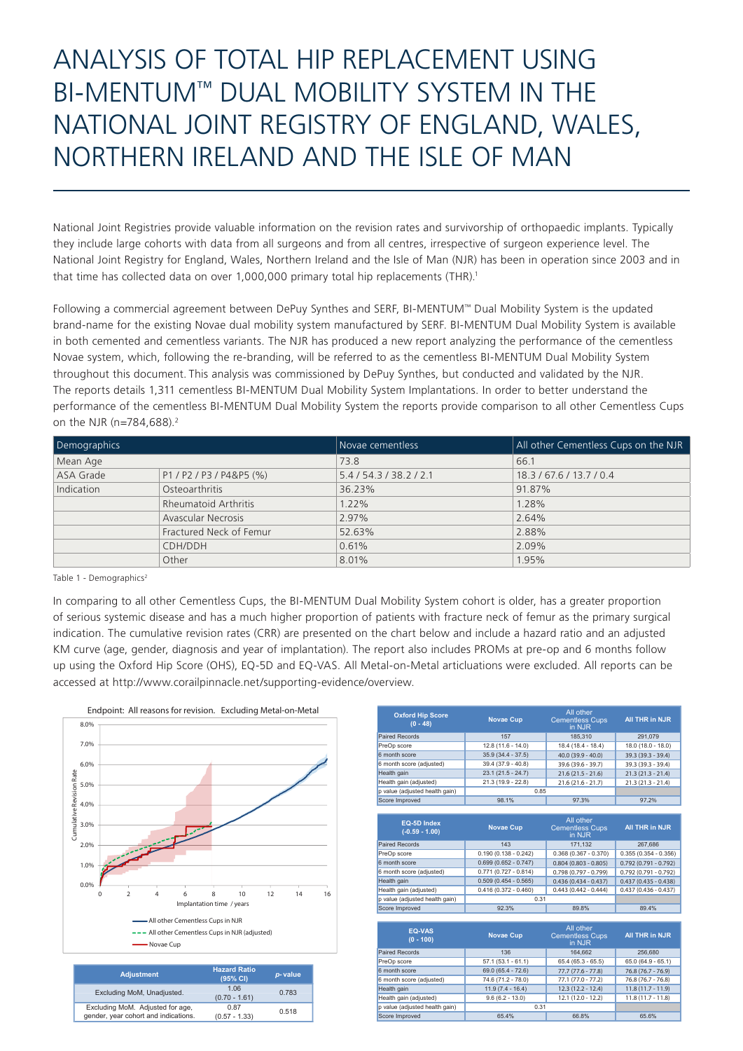# ANALYSIS OF TOTAL HIP REPLACEMENT USING BI-MENTUM™ DUAL MOBILITY SYSTEM IN THE NATIONAL JOINT REGISTRY OF ENGLAND, WALES, NORTHERN IRELAND AND THE ISLE OF MAN

National Joint Registries provide valuable information on the revision rates and survivorship of orthopaedic implants. Typically they include large cohorts with data from all surgeons and from all centres, irrespective of surgeon experience level. The National Joint Registry for England, Wales, Northern Ireland and the Isle of Man (NJR) has been in operation since 2003 and in that time has collected data on over 1,000,000 primary total hip replacements (THR).[1]

Following a commercial agreement between DePuy Synthes and SERF, BI-MENTUM™ Dual Mobility System is the updated brand-name for the existing Novae dual mobility system manufactured by SERF. BI-MENTUM Dual Mobility System is available in both cemented and cementless variants. The NJR has produced a new report analyzing the performance of the cementless Novae system, which, following the re-branding, will be referred to as the cementless BI-MENTUM Dual Mobility System throughout this document. This analysis was commissioned by DePuy Synthes, but conducted and validated by the NJR. The reports details 1,311 cementless BI-MENTUM Dual Mobility System Implantations. In order to better understand the performance of the cementless BI-MENTUM Dual Mobility System the reports provide comparison to all other Cementless Cups on the NJR (n=784,688).[2]

| Demographics | | Novae cementless | All other Cementless Cups on the NJR |
|---|---|---|---|
| Mean Age | | 73.8 | 66.1 |
| ASA Grade | P1 / P2 / P3 / P4&P5 (%) | 5.4 / 54.3 / 38.2 / 2.1 | 18.3 / 67.6 / 13.7 / 0.4 |
| Indication | Osteoarthritis | 36.23% | 91.87% |
| | Rheumatoid Arthritis | 1.22% | 1.28% |
| | Avascular Necrosis | 2.97% | 2.64% |
| | Fractured Neck of Femur | 52.63% | 2.88% |
| | CDH/DDH | 0.61% | 2.09% |
| | Other | 8.01% | 1.95% |

Table 1 - Demographics[2]

In comparing to all other Cementless Cups, the BI-MENTUM Dual Mobility System cohort is older, has a greater proportion of serious systemic disease and has a much higher proportion of patients with fracture neck of femur as the primary surgical indication. The cumulative revision rates (CRR) are presented on the chart below and include a hazard ratio and an adjusted KM curve (age, gender, diagnosis and year of implantation). The report also includes PROMs at pre-op and 6 months follow up using the Oxford Hip Score (OHS), EQ-5D and EQ-VAS. All Metal-on-Metal articluations were excluded. All reports can be accessed at http://www.corailpinnacle.net/supporting-evidence/overview.

Endpoint: All reasons for revision. Excluding Metal-on-Metal

Cumulative Revision Rate

8.0%
7.0%
6.0%
5.0%
4.0%
3.0%
2.0%
1.0%
0.0%

0 2 4 6 8 10 12 14 16

Implantation time / years

All other Cementless Cups in NJR
All other Cementless Cups in NJR (adjusted)
Novae Cup

| Adjustment | Hazard Ratio (95% CI) | p-value |
|---|---|---|
| Excluding MoM, Unadjusted. | 1.06 (0.70 - 1.61) | 0.783 |
| Excluding MoM. Adjusted for age, gender, year cohort and indications. | 0.87 (0.57 - 1.33) | 0.518 |

| Oxford Hip Score (0 - 48) | Novae Cup | All other Cementless Cups in NJR | All THR in NJR |
|---|---|---|---|
| Paired Records | 157 | 185,310 | 291,079 |
| PreOp score | 12.8 (11.6 - 14.0) | 18.4 (18.4 - 18.4) | 18.0 (18.0 - 18.0) |
| 6 month score | 35.9 (34.4 - 37.5) | 40.0 (39.9 - 40.0) | 39.3 (39.3 - 39.4) |
| 6 month score (adjusted) | 39.4 (37.9 - 40.8) | 39.6 (39.6 - 39.7) | 39.3 (39.3 - 39.4) |
| Health gain | 23.1 (21.5 - 24.7) | 21.6 (21.5 - 21.6) | 21.3 (21.3 - 21.4) |
| Health gain (adjusted) | 21.3 (19.9 - 22.8) | 21.6 (21.6 - 21.7) | 21.3 (21.3 - 21.4) |
| p value (adjusted health gain) | 0.85 | | |
| Score Improved | 98.1% | 97.3% | 97.2% |

| EQ-5D Index (-0.59 - 1.00) | Novae Cup | All other Cementless Cups in NJR | All THR in NJR |
|---|---|---|---|
| Paired Records | 143 | 171,132 | 267,686 |
| PreOp score | 0.190 (0.138 - 0.242) | 0.368 (0.367 - 0.370) | 0.355 (0.354 - 0.356) |
| 6 month score | 0.699 (0.652 - 0.747) | 0.804 (0.803 - 0.805) | 0.792 (0.791 - 0.792) |
| 6 month score (adjusted) | 0.771 (0.727 - 0.814) | 0.798 (0.797 - 0.799) | 0.792 (0.791 - 0.792) |
| Health gain | 0.509 (0.454 - 0.565) | 0.436 (0.434 - 0.437) | 0.437 (0.435 - 0.438) |
| Health gain (adjusted) | 0.416 (0.372 - 0.460) | 0.443 (0.442 - 0.444) | 0.437 (0.436 - 0.437) |
| p value (adjusted health gain) | 0.31 | | |
| Score Improved | 92.3% | 89.8% | 89.4% |

| EQ-VAS (0 - 100) | Novae Cup | All other Cementless Cups in NJR | All THR in NJR |
|---|---|---|---|
| Paired Records | 136 | 164,662 | 256,680 |
| PreOp score | 57.1 (53.1 - 61.1) | 65.4 (65.3 - 65.5) | 65.0 (64.9 - 65.1) |
| 6 month score | 69.0 (65.4 - 72.6) | 77.7 (77.6 - 77.8) | 76.8 (76.7 - 76.9) |
| 6 month score (adjusted) | 74.6 (71.2 - 78.0) | 77.1 (77.0 - 77.2) | 76.8 (76.7 - 76.8) |
| Health gain | 11.9 (7.4 - 16.4) | 12.3 (12.2 - 12.4) | 11.8 (11.7 - 11.9) |
| Health gain (adjusted) | 9.6 (6.2 - 13.0) | 12.1 (12.0 - 12.2) | 11.8 (11.7 - 11.8) |
| p value (adjusted health gain) | 0.31 | | |
| Score Improved | 65.4% | 66.8% | 65.6% |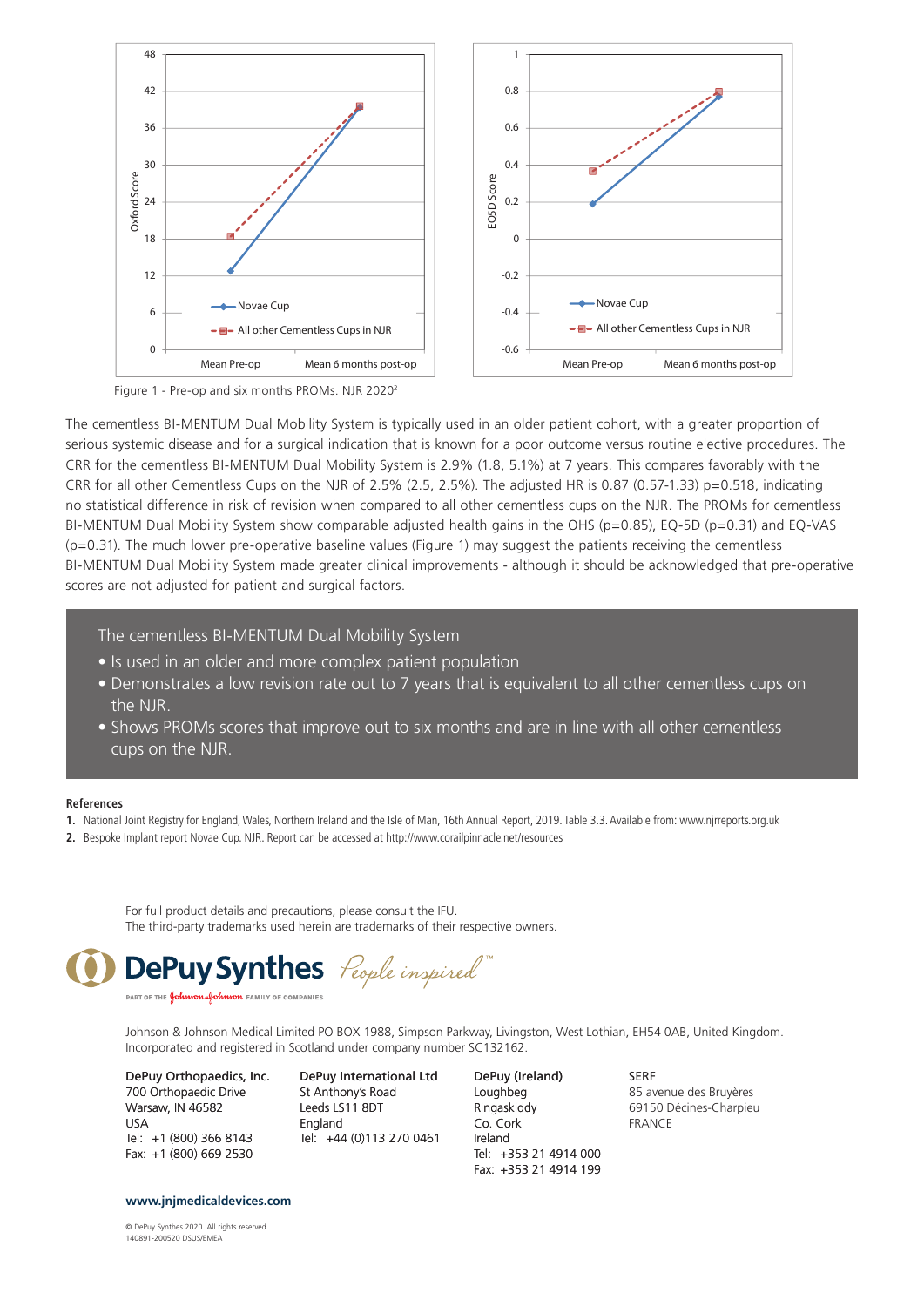48
42
36
30
24
18
12
6
0

Oxford Score

Novae Cup

All other Cementless Cups in NJR

Mean Pre-op

Mean 6 months post-op

1
0.8
0.6
0.4
0.2
0
-0.2
-0.4
-0.6

EQ5D Score

Novae Cup

All other Cementless Cups in NJR

Mean Pre-op

Mean 6 months post-op

Figure 1 - Pre-op and six months PROMs. NJR 2020[2]

The cementless BI-MENTUM Dual Mobility System is typically used in an older patient cohort, with a greater proportion of serious systemic disease and for a surgical indication that is known for a poor outcome versus routine elective procedures. The CRR for the cementless BI-MENTUM Dual Mobility System is 2.9% (1.8, 5.1%) at 7 years. This compares favorably with the CRR for all other Cementless Cups on the NJR of 2.5% (2.5, 2.5%). The adjusted HR is 0.87 (0.57-1.33) p=0.518, indicating no statistical difference in risk of revision when compared to all other cementless cups on the NJR. The PROMs for cementless BI-MENTUM Dual Mobility System show comparable adjusted health gains in the OHS (p=0.85), EQ-5D (p=0.31) and EQ-VAS (p=0.31). The much lower pre-operative baseline values (Figure 1) may suggest the patients receiving the cementless BI-MENTUM Dual Mobility System made greater clinical improvements - although it should be acknowledged that pre-operative scores are not adjusted for patient and surgical factors.

The cementless BI-MENTUM Dual Mobility System

- Is used in an older and more complex patient population
- Demonstrates a low revision rate out to 7 years that is equivalent to all other cementless cups on the NJR.
- Shows PROMs scores that improve out to six months and are in line with all other cementless cups on the NJR.

**References**

1. National Joint Registry for England, Wales, Northern Ireland and the Isle of Man, 16th Annual Report, 2019. Table 3.3. Available from: www.njrreports.org.uk
2. Bespoke Implant report Novae Cup. NJR. Report can be accessed at http://www.corailpinnacle.net/resources

For full product details and precautions, please consult the IFU.
The third-party trademarks used herein are trademarks of their respective owners.

DePuy Synthes *People inspired*™

PART OF THE Johnson & Johnson FAMILY OF COMPANIES

Johnson & Johnson Medical Limited PO BOX 1988, Simpson Parkway, Livingston, West Lothian, EH54 0AB, United Kingdom.
Incorporated and registered in Scotland under company number SC132162.

DePuy Orthopaedics, Inc.
700 Orthopaedic Drive
Warsaw, IN 46582
USA
Tel: +1 (800) 366 8143
Fax: +1 (800) 669 2530

DePuy International Ltd
St Anthony's Road
Leeds LS11 8DT
England
Tel: +44 (0)113 270 0461

DePuy (Ireland)
Loughbeg
Ringaskiddy
Co. Cork
Ireland
Tel: +353 21 4914 000
Fax: +353 21 4914 199

SERF
85 avenue des Bruyères
69150 Décines-Charpieu
FRANCE

**www.jnjmedicaldevices.com**

© DePuy Synthes 2020. All rights reserved.
140891-200520 DSUS/EMEA